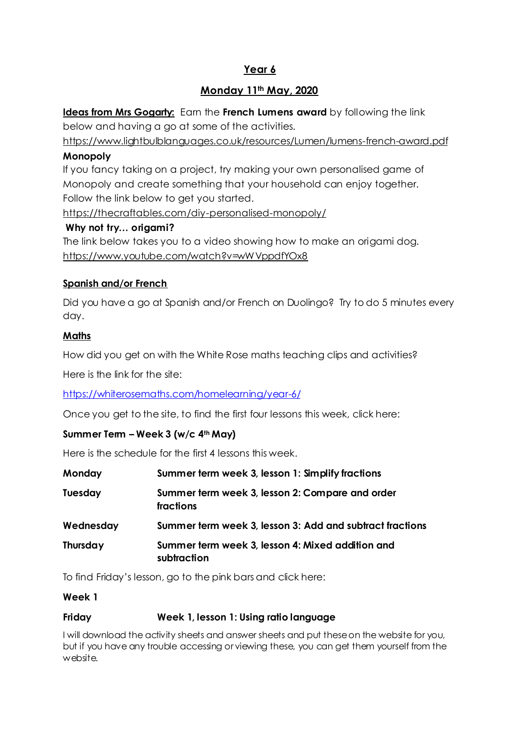## Year 6

### Monday 11th May, 2020

**Ideas from Mrs Gogarty:** Earn the **French Lumens award** by following the link below and having a go at some of the activities.

https://www.lightbulblanguages.co.uk/resources/Lumen/lumens-french-award.pdf

**Monopoly**

If you fancy taking on a project, try making your own personalised game of Monopoly and create something that your household can enjoy together. Follow the link below to get you started.

https://thecraftables.com/diy-personalised-monopoly/

**Why not try… origami?**

The link below takes you to a video showing how to make an origami dog.

https://www.youtube.com/watch?v=wWVppdfYOx8

**Spanish and/or French**

Did you have a go at Spanish and/or French on Duolingo? Try to do 5 minutes every day.

**Maths**

How did you get on with the White Rose maths teaching clips and activities?

Here is the link for the site:

https://whiterosemaths.com/homelearning/year-6/

Once you get to the site, to find the first four lessons this week, click here:

**Summer Term – Week 3 (w/c 4th May)**

Here is the schedule for the first 4 lessons this week.

| | |
|---|---|
| **Monday** | **Summer term week 3, lesson 1: Simplify fractions** |
| **Tuesday** | **Summer term week 3, lesson 2: Compare and order fractions** |
| **Wednesday** | **Summer term week 3, lesson 3: Add and subtract fractions** |
| **Thursday** | **Summer term week 3, lesson 4: Mixed addition and subtraction** |

To find Friday's lesson, go to the pink bars and click here:

**Week 1**

| | |
|---|---|
| **Friday** | **Week 1, lesson 1: Using ratio language** |

I will download the activity sheets and answer sheets and put these on the website for you, but if you have any trouble accessing or viewing these, you can get them yourself from the website.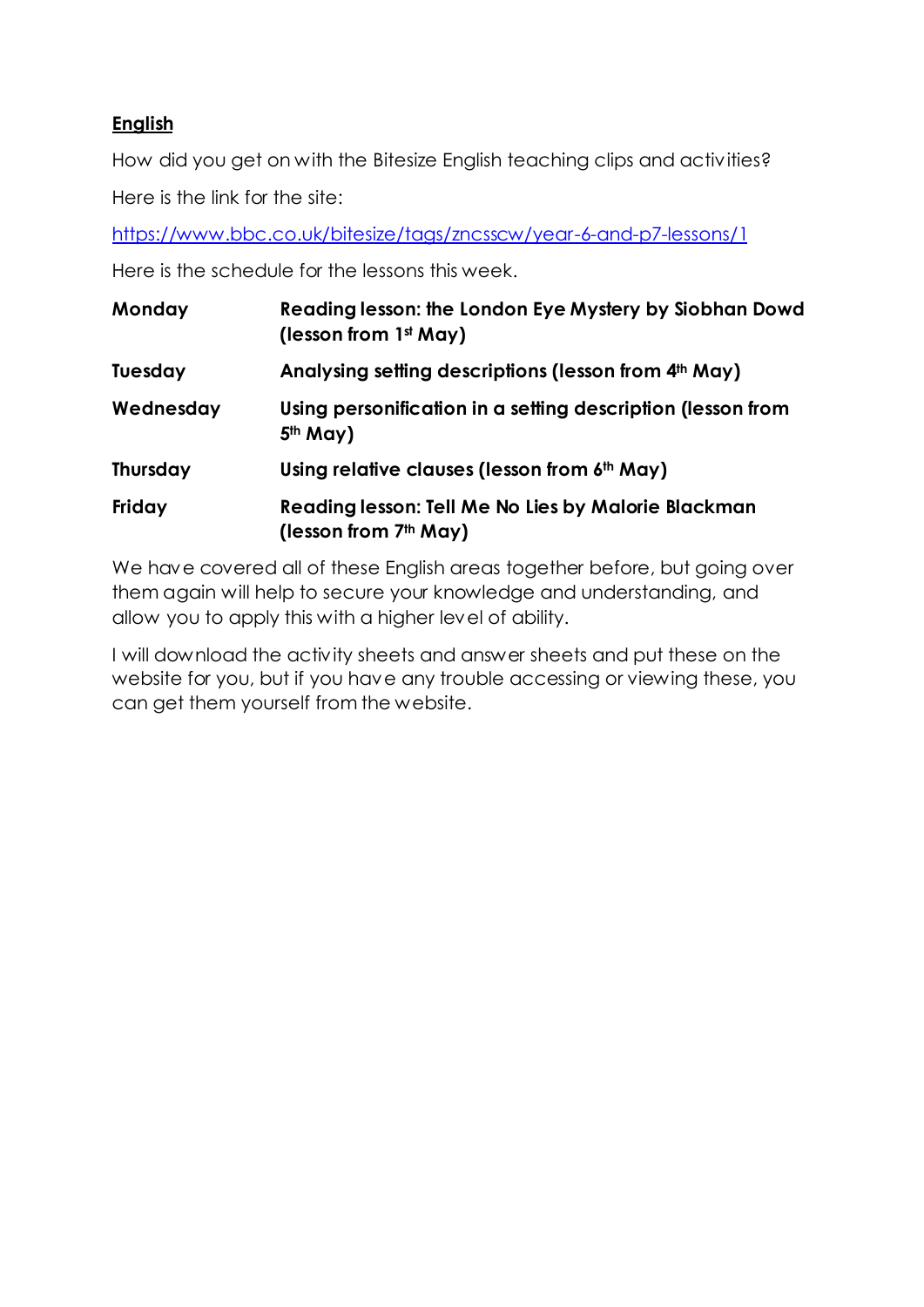**English**

How did you get on with the Bitesize English teaching clips and activities?

Here is the link for the site:

https://www.bbc.co.uk/bitesize/tags/zncsscw/year-6-and-p7-lessons/1

Here is the schedule for the lessons this week.

| | |
|---|---|
| **Monday** | **Reading lesson: the London Eye Mystery by Siobhan Dowd (lesson from 1st May)** |
| **Tuesday** | **Analysing setting descriptions (lesson from 4th May)** |
| **Wednesday** | **Using personification in a setting description (lesson from 5th May)** |
| **Thursday** | **Using relative clauses (lesson from 6th May)** |
| **Friday** | **Reading lesson: Tell Me No Lies by Malorie Blackman (lesson from 7th May)** |

We have covered all of these English areas together before, but going over them again will help to secure your knowledge and understanding, and allow you to apply this with a higher level of ability.

I will download the activity sheets and answer sheets and put these on the website for you, but if you have any trouble accessing or viewing these, you can get them yourself from the website.